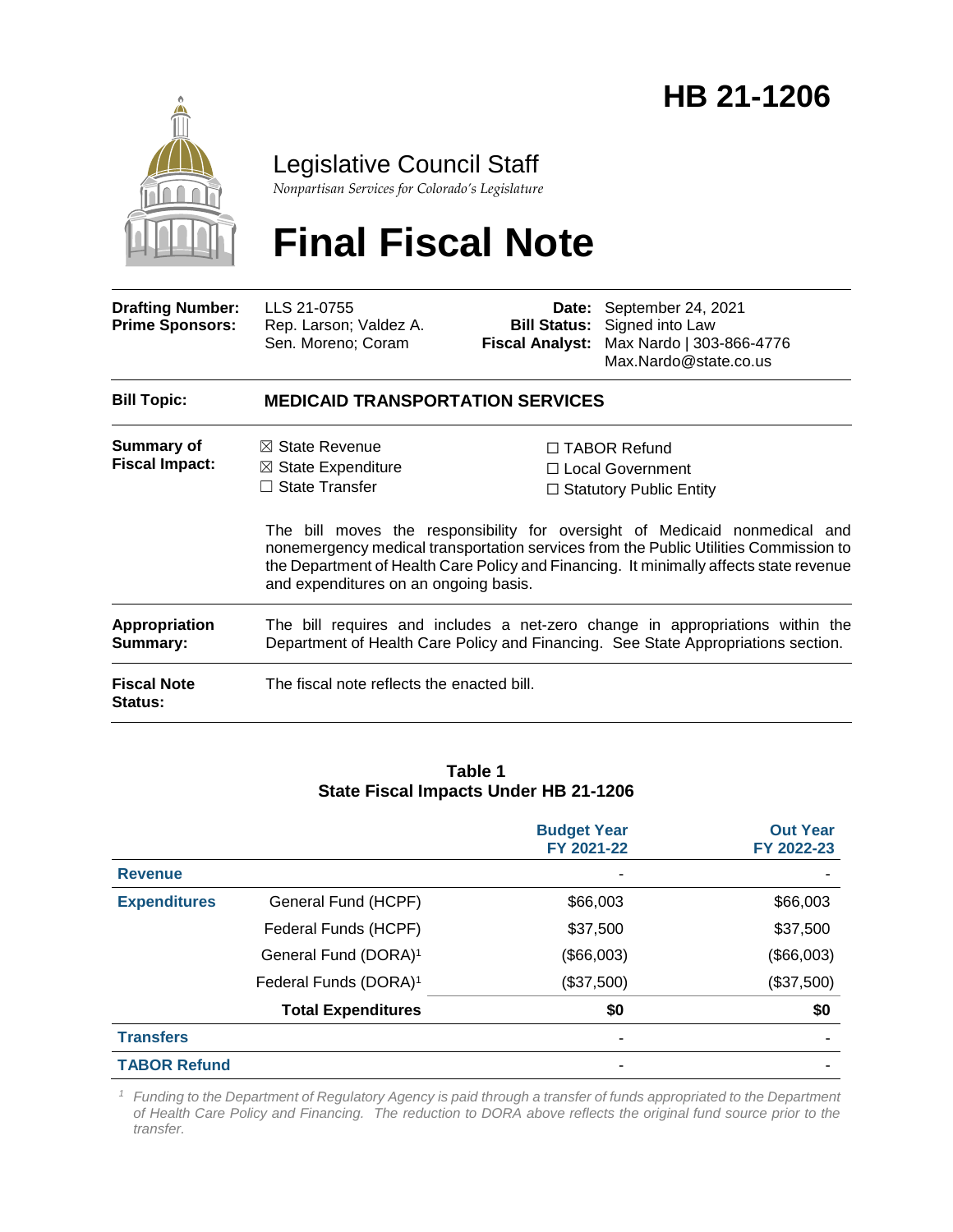# HB 21-1206

## Legislative Council Staff

*Nonpartisan Services for Colorado's Legislature*

# Final Fiscal Note

| | | | |
|---|---|---|---|
| **Drafting Number:** | LLS 21-0755 | **Date:** | September 24, 2021 |
| **Prime Sponsors:** | Rep. Larson; Valdez A.<br>Sen. Moreno; Coram | **Bill Status:** | Signed into Law |
| | | **Fiscal Analyst:** | Max Nardo \| 303-866-4776<br>Max.Nardo@state.co.us |

**Bill Topic:** **MEDICAID TRANSPORTATION SERVICES**

**Summary of Fiscal Impact:**

☒ State Revenue
☒ State Expenditure
☐ State Transfer
☐ TABOR Refund
☐ Local Government
☐ Statutory Public Entity

The bill moves the responsibility for oversight of Medicaid nonmedical and nonemergency medical transportation services from the Public Utilities Commission to the Department of Health Care Policy and Financing. It minimally affects state revenue and expenditures on an ongoing basis.

**Appropriation Summary:** The bill requires and includes a net-zero change in appropriations within the Department of Health Care Policy and Financing. See State Appropriations section.

**Fiscal Note Status:** The fiscal note reflects the enacted bill.

**Table 1**
**State Fiscal Impacts Under HB 21-1206**

| | | Budget Year FY 2021-22 | Out Year FY 2022-23 |
|---|---|---|---|
| **Revenue** | | - | - |
| **Expenditures** | General Fund (HCPF) | $66,003 | $66,003 |
| | Federal Funds (HCPF) | $37,500 | $37,500 |
| | General Fund (DORA)[1] | ($66,003) | ($66,003) |
| | Federal Funds (DORA)[1] | ($37,500) | ($37,500) |
| | **Total Expenditures** | **$0** | **$0** |
| **Transfers** | | - | - |
| **TABOR Refund** | | - | - |

[1] *Funding to the Department of Regulatory Agency is paid through a transfer of funds appropriated to the Department of Health Care Policy and Financing. The reduction to DORA above reflects the original fund source prior to the transfer.*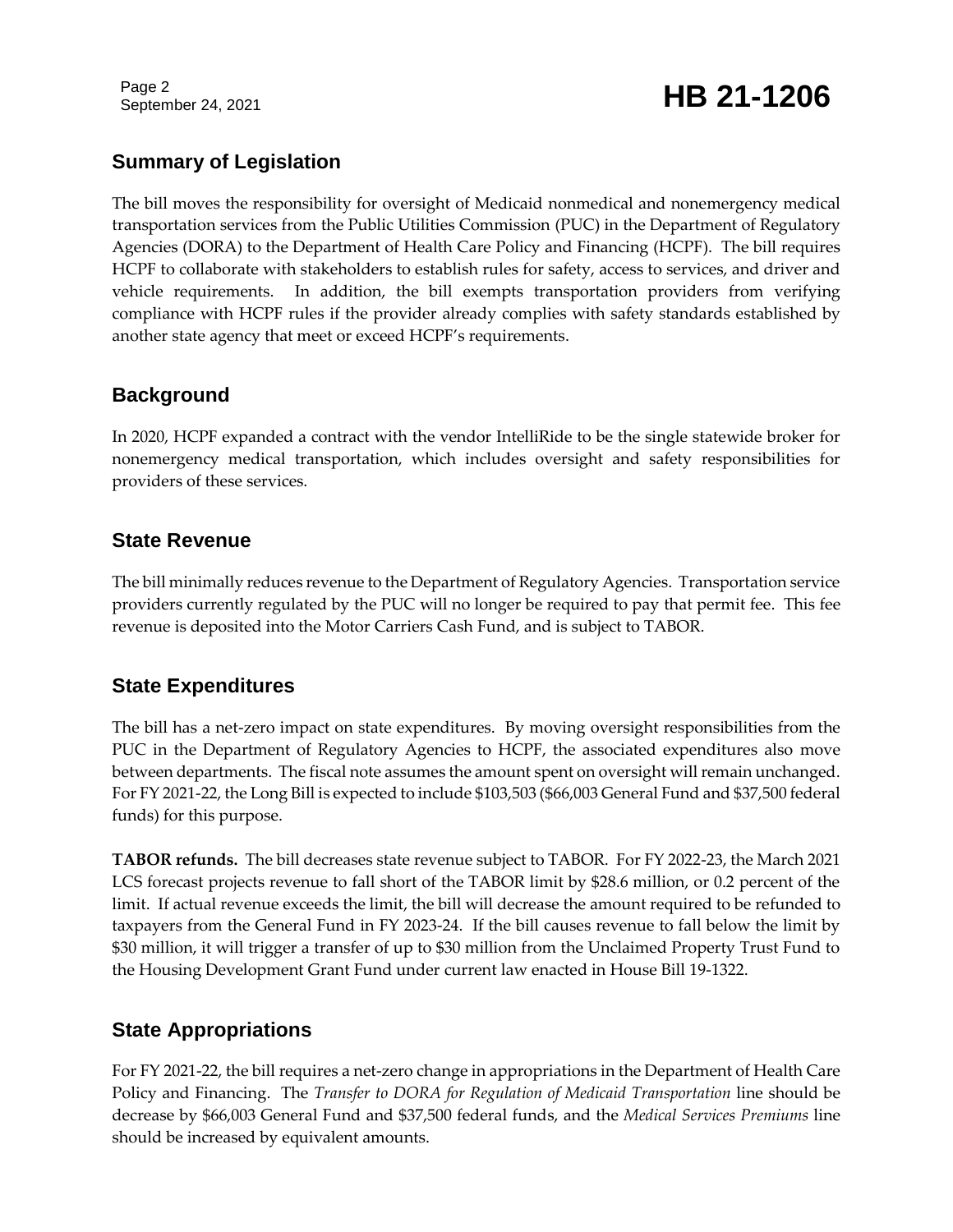## Summary of Legislation

The bill moves the responsibility for oversight of Medicaid nonmedical and nonemergency medical transportation services from the Public Utilities Commission (PUC) in the Department of Regulatory Agencies (DORA) to the Department of Health Care Policy and Financing (HCPF). The bill requires HCPF to collaborate with stakeholders to establish rules for safety, access to services, and driver and vehicle requirements. In addition, the bill exempts transportation providers from verifying compliance with HCPF rules if the provider already complies with safety standards established by another state agency that meet or exceed HCPF's requirements.

## Background

In 2020, HCPF expanded a contract with the vendor IntelliRide to be the single statewide broker for nonemergency medical transportation, which includes oversight and safety responsibilities for providers of these services.

## State Revenue

The bill minimally reduces revenue to the Department of Regulatory Agencies. Transportation service providers currently regulated by the PUC will no longer be required to pay that permit fee. This fee revenue is deposited into the Motor Carriers Cash Fund, and is subject to TABOR.

## State Expenditures

The bill has a net-zero impact on state expenditures. By moving oversight responsibilities from the PUC in the Department of Regulatory Agencies to HCPF, the associated expenditures also move between departments. The fiscal note assumes the amount spent on oversight will remain unchanged. For FY 2021-22, the Long Bill is expected to include $103,503 ($66,003 General Fund and $37,500 federal funds) for this purpose.

**TABOR refunds.** The bill decreases state revenue subject to TABOR. For FY 2022-23, the March 2021 LCS forecast projects revenue to fall short of the TABOR limit by $28.6 million, or 0.2 percent of the limit. If actual revenue exceeds the limit, the bill will decrease the amount required to be refunded to taxpayers from the General Fund in FY 2023-24. If the bill causes revenue to fall below the limit by $30 million, it will trigger a transfer of up to $30 million from the Unclaimed Property Trust Fund to the Housing Development Grant Fund under current law enacted in House Bill 19-1322.

## State Appropriations

For FY 2021-22, the bill requires a net-zero change in appropriations in the Department of Health Care Policy and Financing. The *Transfer to DORA for Regulation of Medicaid Transportation* line should be decrease by $66,003 General Fund and $37,500 federal funds, and the *Medical Services Premiums* line should be increased by equivalent amounts.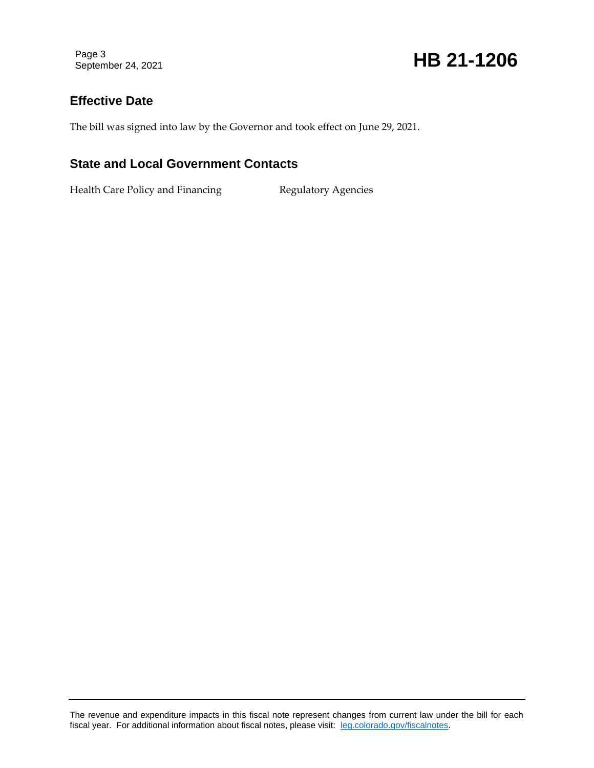## Effective Date

The bill was signed into law by the Governor and took effect on June 29, 2021.

## State and Local Government Contacts

Health Care Policy and Financing

Regulatory Agencies

The revenue and expenditure impacts in this fiscal note represent changes from current law under the bill for each fiscal year. For additional information about fiscal notes, please visit: leg.colorado.gov/fiscalnotes.